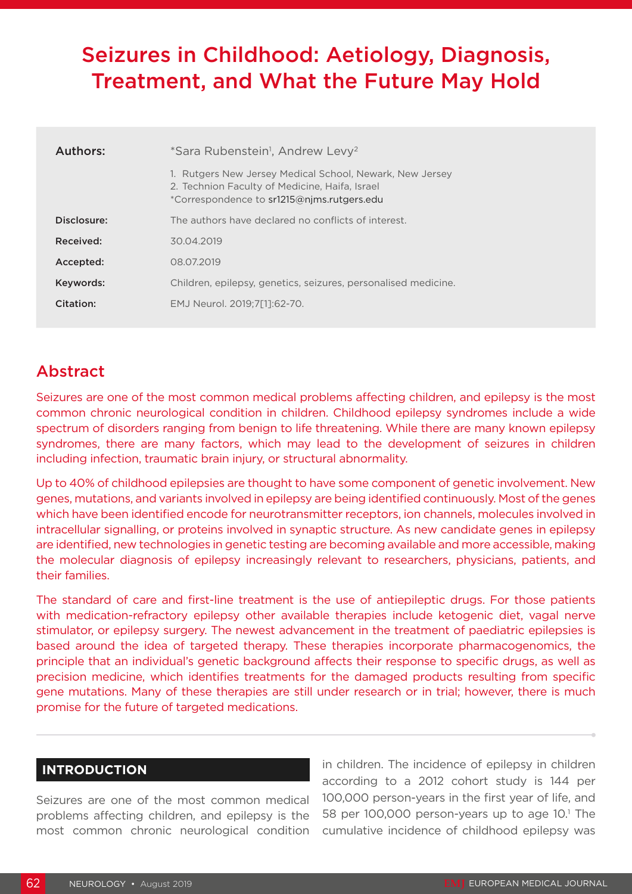# Seizures in Childhood: Aetiology, Diagnosis, Treatment, and What the Future May Hold

| | |
|---|---|
| **Authors:** | *Sara Rubenstein[1], Andrew Levy[2] |
| | 1. Rutgers New Jersey Medical School, Newark, New Jersey<br>2. Technion Faculty of Medicine, Haifa, Israel<br>*Correspondence to sr1215@njms.rutgers.edu |
| **Disclosure:** | The authors have declared no conflicts of interest. |
| **Received:** | 30.04.2019 |
| **Accepted:** | 08.07.2019 |
| **Keywords:** | Children, epilepsy, genetics, seizures, personalised medicine. |
| **Citation:** | EMJ Neurol. 2019;7[1]:62-70. |

## Abstract

Seizures are one of the most common medical problems affecting children, and epilepsy is the most common chronic neurological condition in children. Childhood epilepsy syndromes include a wide spectrum of disorders ranging from benign to life threatening. While there are many known epilepsy syndromes, there are many factors, which may lead to the development of seizures in children including infection, traumatic brain injury, or structural abnormality.

Up to 40% of childhood epilepsies are thought to have some component of genetic involvement. New genes, mutations, and variants involved in epilepsy are being identified continuously. Most of the genes which have been identified encode for neurotransmitter receptors, ion channels, molecules involved in intracellular signalling, or proteins involved in synaptic structure. As new candidate genes in epilepsy are identified, new technologies in genetic testing are becoming available and more accessible, making the molecular diagnosis of epilepsy increasingly relevant to researchers, physicians, patients, and their families.

The standard of care and first-line treatment is the use of antiepileptic drugs. For those patients with medication-refractory epilepsy other available therapies include ketogenic diet, vagal nerve stimulator, or epilepsy surgery. The newest advancement in the treatment of paediatric epilepsies is based around the idea of targeted therapy. These therapies incorporate pharmacogenomics, the principle that an individual's genetic background affects their response to specific drugs, as well as precision medicine, which identifies treatments for the damaged products resulting from specific gene mutations. Many of these therapies are still under research or in trial; however, there is much promise for the future of targeted medications.

## INTRODUCTION

Seizures are one of the most common medical problems affecting children, and epilepsy is the most common chronic neurological condition in children. The incidence of epilepsy in children according to a 2012 cohort study is 144 per 100,000 person-years in the first year of life, and 58 per 100,000 person-years up to age 10.[1] The cumulative incidence of childhood epilepsy was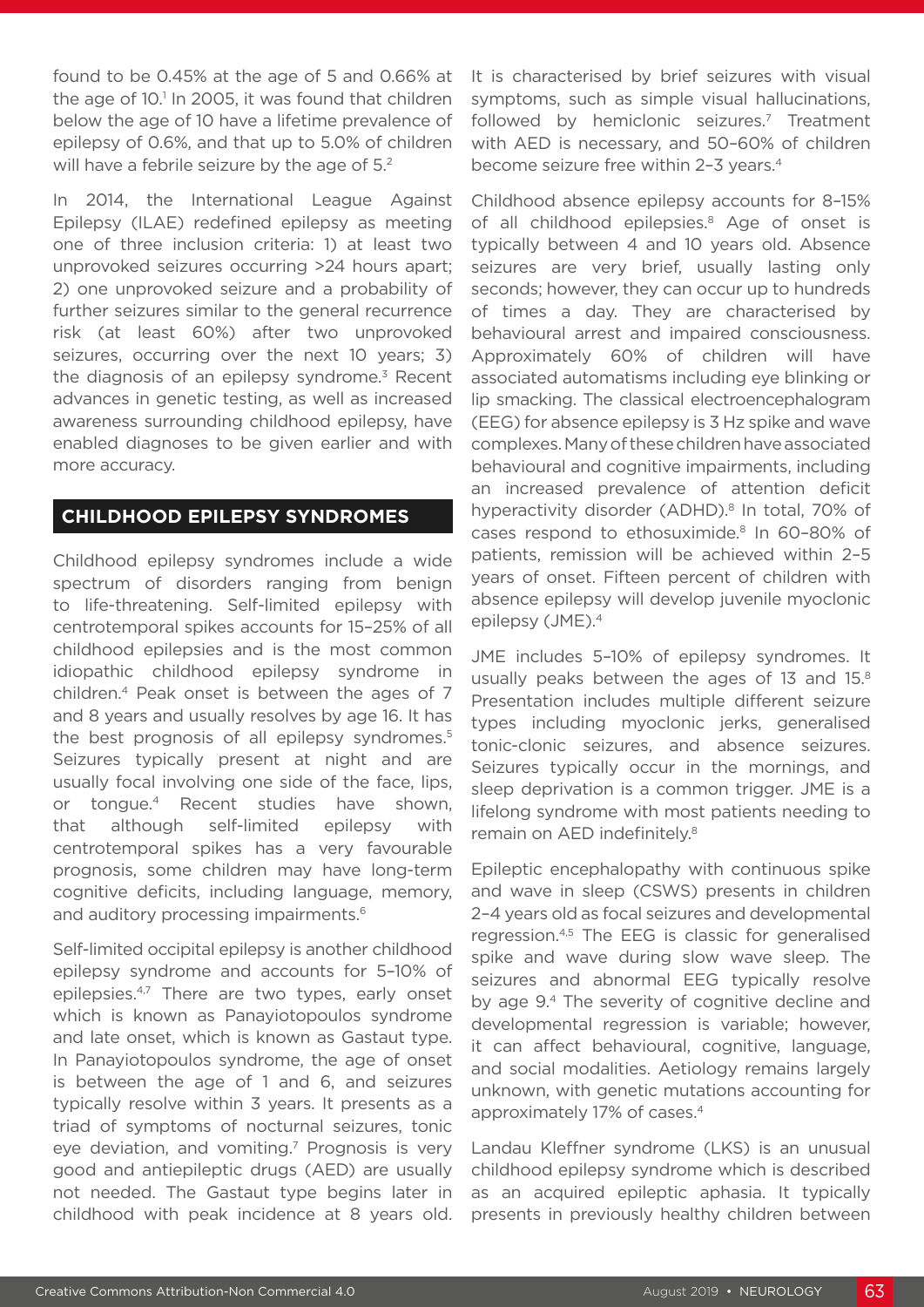found to be 0.45% at the age of 5 and 0.66% at the age of 10.[1] In 2005, it was found that children below the age of 10 have a lifetime prevalence of epilepsy of 0.6%, and that up to 5.0% of children will have a febrile seizure by the age of 5.[2]

In 2014, the International League Against Epilepsy (ILAE) redefined epilepsy as meeting one of three inclusion criteria: 1) at least two unprovoked seizures occurring >24 hours apart; 2) one unprovoked seizure and a probability of further seizures similar to the general recurrence risk (at least 60%) after two unprovoked seizures, occurring over the next 10 years; 3) the diagnosis of an epilepsy syndrome.[3] Recent advances in genetic testing, as well as increased awareness surrounding childhood epilepsy, have enabled diagnoses to be given earlier and with more accuracy.

## CHILDHOOD EPILEPSY SYNDROMES

Childhood epilepsy syndromes include a wide spectrum of disorders ranging from benign to life-threatening. Self-limited epilepsy with centrotemporal spikes accounts for 15–25% of all childhood epilepsies and is the most common idiopathic childhood epilepsy syndrome in children.[4] Peak onset is between the ages of 7 and 8 years and usually resolves by age 16. It has the best prognosis of all epilepsy syndromes.[5] Seizures typically present at night and are usually focal involving one side of the face, lips, or tongue.[4] Recent studies have shown, that although self-limited epilepsy with centrotemporal spikes has a very favourable prognosis, some children may have long-term cognitive deficits, including language, memory, and auditory processing impairments.[6]

Self-limited occipital epilepsy is another childhood epilepsy syndrome and accounts for 5–10% of epilepsies.[4,7] There are two types, early onset which is known as Panayiotopoulos syndrome and late onset, which is known as Gastaut type. In Panayiotopoulos syndrome, the age of onset is between the age of 1 and 6, and seizures typically resolve within 3 years. It presents as a triad of symptoms of nocturnal seizures, tonic eye deviation, and vomiting.[7] Prognosis is very good and antiepileptic drugs (AED) are usually not needed. The Gastaut type begins later in childhood with peak incidence at 8 years old. It is characterised by brief seizures with visual symptoms, such as simple visual hallucinations, followed by hemiclonic seizures.[7] Treatment with AED is necessary, and 50–60% of children become seizure free within 2–3 years.[4]

Childhood absence epilepsy accounts for 8–15% of all childhood epilepsies.[8] Age of onset is typically between 4 and 10 years old. Absence seizures are very brief, usually lasting only seconds; however, they can occur up to hundreds of times a day. They are characterised by behavioural arrest and impaired consciousness. Approximately 60% of children will have associated automatisms including eye blinking or lip smacking. The classical electroencephalogram (EEG) for absence epilepsy is 3 Hz spike and wave complexes. Many of these children have associated behavioural and cognitive impairments, including an increased prevalence of attention deficit hyperactivity disorder (ADHD).[8] In total, 70% of cases respond to ethosuximide.[8] In 60–80% of patients, remission will be achieved within 2–5 years of onset. Fifteen percent of children with absence epilepsy will develop juvenile myoclonic epilepsy (JME).[4]

JME includes 5–10% of epilepsy syndromes. It usually peaks between the ages of 13 and 15.[8] Presentation includes multiple different seizure types including myoclonic jerks, generalised tonic-clonic seizures, and absence seizures. Seizures typically occur in the mornings, and sleep deprivation is a common trigger. JME is a lifelong syndrome with most patients needing to remain on AED indefinitely.[8]

Epileptic encephalopathy with continuous spike and wave in sleep (CSWS) presents in children 2–4 years old as focal seizures and developmental regression.[4,5] The EEG is classic for generalised spike and wave during slow wave sleep. The seizures and abnormal EEG typically resolve by age 9.[4] The severity of cognitive decline and developmental regression is variable; however, it can affect behavioural, cognitive, language, and social modalities. Aetiology remains largely unknown, with genetic mutations accounting for approximately 17% of cases.[4]

Landau Kleffner syndrome (LKS) is an unusual childhood epilepsy syndrome which is described as an acquired epileptic aphasia. It typically presents in previously healthy children between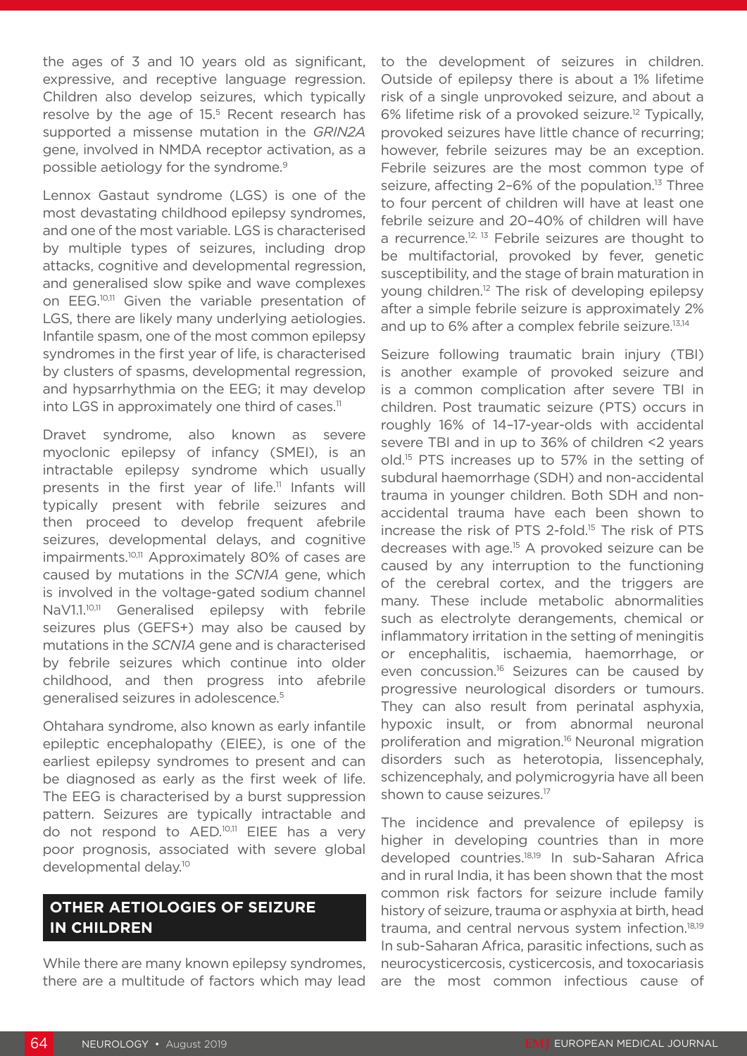the ages of 3 and 10 years old as significant, expressive, and receptive language regression. Children also develop seizures, which typically resolve by the age of 15.[5] Recent research has supported a missense mutation in the *GRIN2A* gene, involved in NMDA receptor activation, as a possible aetiology for the syndrome.[9]

Lennox Gastaut syndrome (LGS) is one of the most devastating childhood epilepsy syndromes, and one of the most variable. LGS is characterised by multiple types of seizures, including drop attacks, cognitive and developmental regression, and generalised slow spike and wave complexes on EEG.[10,11] Given the variable presentation of LGS, there are likely many underlying aetiologies. Infantile spasm, one of the most common epilepsy syndromes in the first year of life, is characterised by clusters of spasms, developmental regression, and hypsarrhythmia on the EEG; it may develop into LGS in approximately one third of cases.[11]

Dravet syndrome, also known as severe myoclonic epilepsy of infancy (SMEI), is an intractable epilepsy syndrome which usually presents in the first year of life.[11] Infants will typically present with febrile seizures and then proceed to develop frequent afebrile seizures, developmental delays, and cognitive impairments.[10,11] Approximately 80% of cases are caused by mutations in the *SCN1A* gene, which is involved in the voltage-gated sodium channel NaV1.1.[10,11] Generalised epilepsy with febrile seizures plus (GEFS+) may also be caused by mutations in the *SCN1A* gene and is characterised by febrile seizures which continue into older childhood, and then progress into afebrile generalised seizures in adolescence.[5]

Ohtahara syndrome, also known as early infantile epileptic encephalopathy (EIEE), is one of the earliest epilepsy syndromes to present and can be diagnosed as early as the first week of life. The EEG is characterised by a burst suppression pattern. Seizures are typically intractable and do not respond to AED.[10,11] EIEE has a very poor prognosis, associated with severe global developmental delay.[10]

## OTHER AETIOLOGIES OF SEIZURE IN CHILDREN

While there are many known epilepsy syndromes, there are a multitude of factors which may lead to the development of seizures in children. Outside of epilepsy there is about a 1% lifetime risk of a single unprovoked seizure, and about a 6% lifetime risk of a provoked seizure.[12] Typically, provoked seizures have little chance of recurring; however, febrile seizures may be an exception. Febrile seizures are the most common type of seizure, affecting 2–6% of the population.[13] Three to four percent of children will have at least one febrile seizure and 20–40% of children will have a recurrence.[12,13] Febrile seizures are thought to be multifactorial, provoked by fever, genetic susceptibility, and the stage of brain maturation in young children.[12] The risk of developing epilepsy after a simple febrile seizure is approximately 2% and up to 6% after a complex febrile seizure.[13,14]

Seizure following traumatic brain injury (TBI) is another example of provoked seizure and is a common complication after severe TBI in children. Post traumatic seizure (PTS) occurs in roughly 16% of 14–17-year-olds with accidental severe TBI and in up to 36% of children <2 years old.[15] PTS increases up to 57% in the setting of subdural haemorrhage (SDH) and non-accidental trauma in younger children. Both SDH and non-accidental trauma have each been shown to increase the risk of PTS 2-fold.[15] The risk of PTS decreases with age.[15] A provoked seizure can be caused by any interruption to the functioning of the cerebral cortex, and the triggers are many. These include metabolic abnormalities such as electrolyte derangements, chemical or inflammatory irritation in the setting of meningitis or encephalitis, ischaemia, haemorrhage, or even concussion.[16] Seizures can be caused by progressive neurological disorders or tumours. They can also result from perinatal asphyxia, hypoxic insult, or from abnormal neuronal proliferation and migration.[16] Neuronal migration disorders such as heterotopia, lissencephaly, schizencephaly, and polymicrogyria have all been shown to cause seizures.[17]

The incidence and prevalence of epilepsy is higher in developing countries than in more developed countries.[18,19] In sub-Saharan Africa and in rural India, it has been shown that the most common risk factors for seizure include family history of seizure, trauma or asphyxia at birth, head trauma, and central nervous system infection.[18,19] In sub-Saharan Africa, parasitic infections, such as neurocysticercosis, cysticercosis, and toxocariasis are the most common infectious cause of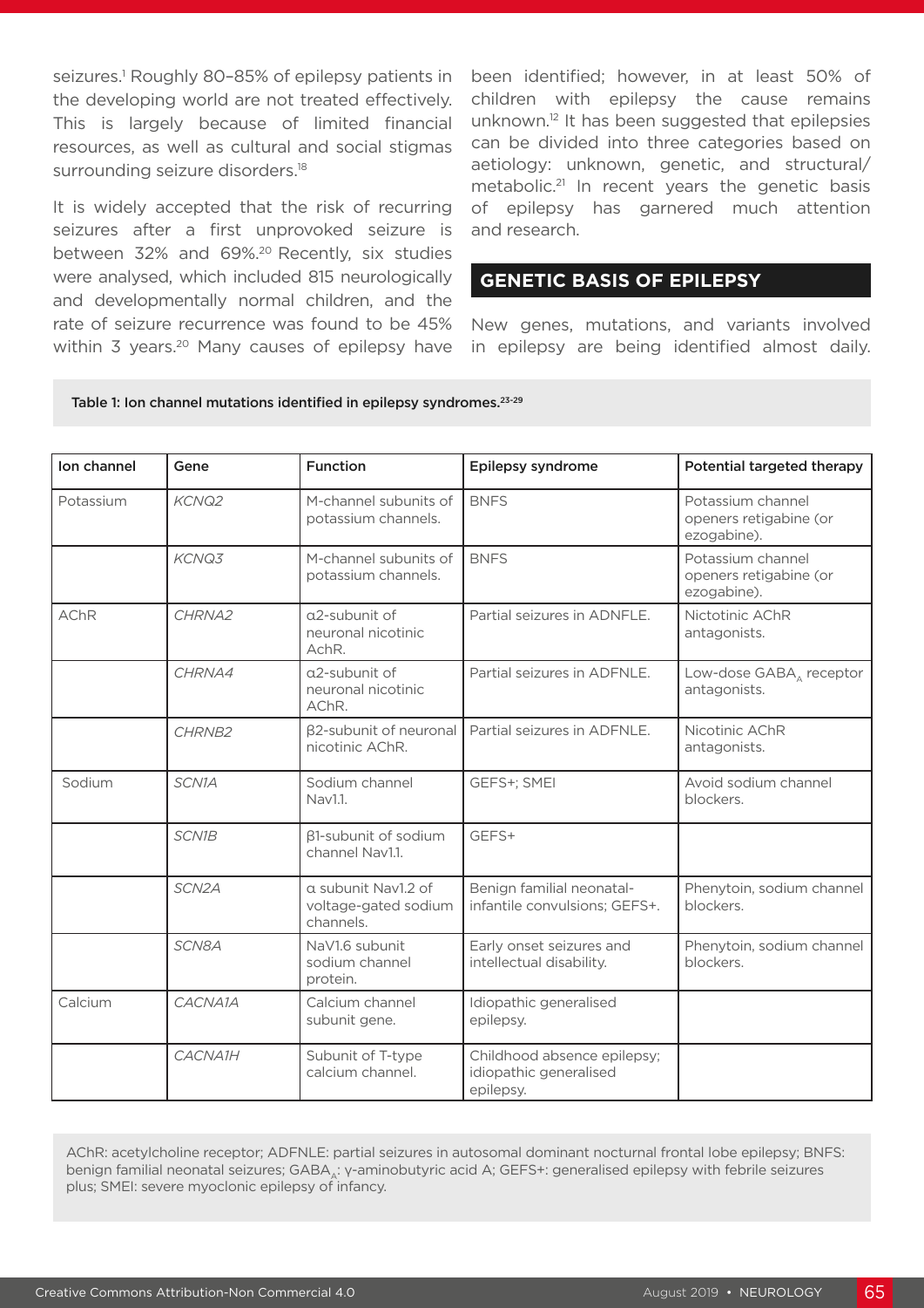seizures.[1] Roughly 80–85% of epilepsy patients in the developing world are not treated effectively. This is largely because of limited financial resources, as well as cultural and social stigmas surrounding seizure disorders.[18]

It is widely accepted that the risk of recurring seizures after a first unprovoked seizure is between 32% and 69%.[20] Recently, six studies were analysed, which included 815 neurologically and developmentally normal children, and the rate of seizure recurrence was found to be 45% within 3 years.[20] Many causes of epilepsy have been identified; however, in at least 50% of children with epilepsy the cause remains unknown.[12] It has been suggested that epilepsies can be divided into three categories based on aetiology: unknown, genetic, and structural/metabolic.[21] In recent years the genetic basis of epilepsy has garnered much attention and research.

## GENETIC BASIS OF EPILEPSY

New genes, mutations, and variants involved in epilepsy are being identified almost daily.

Table 1: Ion channel mutations identified in epilepsy syndromes.[23-29]

| Ion channel | Gene | Function | Epilepsy syndrome | Potential targeted therapy |
|---|---|---|---|---|
| Potassium | *KCNQ2* | M-channel subunits of potassium channels. | BNFS | Potassium channel openers retigabine (or ezogabine). |
| | *KCNQ3* | M-channel subunits of potassium channels. | BNFS | Potassium channel openers retigabine (or ezogabine). |
| AChR | *CHRNA2* | α2-subunit of neuronal nicotinic AchR. | Partial seizures in ADNFLE. | Nictotinic AChR antagonists. |
| | *CHRNA4* | α2-subunit of neuronal nicotinic AChR. | Partial seizures in ADFNLE. | Low-dose $GABA_A$ receptor antagonists. |
| | *CHRNB2* | β2-subunit of neuronal nicotinic AChR. | Partial seizures in ADFNLE. | Nicotinic AChR antagonists. |
| Sodium | *SCN1A* | Sodium channel Nav1.1. | GEFS+; SMEI | Avoid sodium channel blockers. |
| | *SCN1B* | β1-subunit of sodium channel Nav1.1. | GEFS+ | |
| | *SCN2A* | α subunit Nav1.2 of voltage-gated sodium channels. | Benign familial neonatal-infantile convulsions; GEFS+. | Phenytoin, sodium channel blockers. |
| | *SCN8A* | NaV1.6 subunit sodium channel protein. | Early onset seizures and intellectual disability. | Phenytoin, sodium channel blockers. |
| Calcium | *CACNA1A* | Calcium channel subunit gene. | Idiopathic generalised epilepsy. | |
| | *CACNA1H* | Subunit of T-type calcium channel. | Childhood absence epilepsy; idiopathic generalised epilepsy. | |

AChR: acetylcholine receptor; ADFNLE: partial seizures in autosomal dominant nocturnal frontal lobe epilepsy; BNFS: benign familial neonatal seizures; $GABA_A$: γ-aminobutyric acid A; GEFS+: generalised epilepsy with febrile seizures plus; SMEI: severe myoclonic epilepsy of infancy.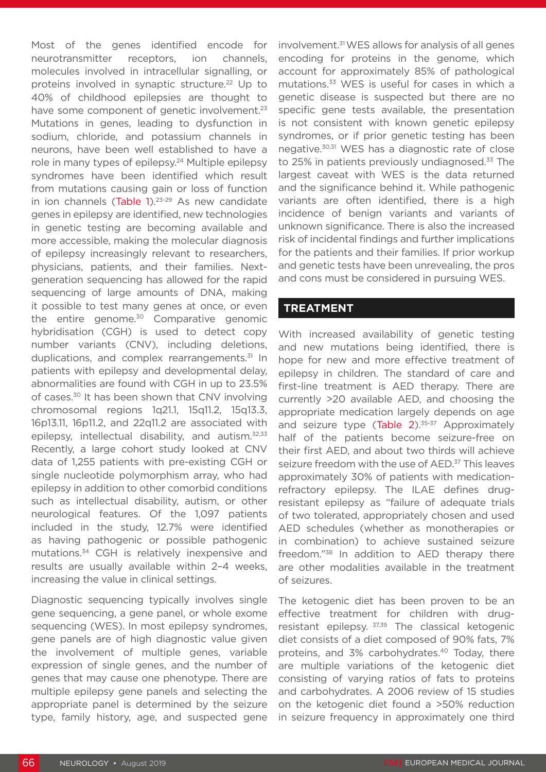Most of the genes identified encode for neurotransmitter receptors, ion channels, molecules involved in intracellular signalling, or proteins involved in synaptic structure.[22] Up to 40% of childhood epilepsies are thought to have some component of genetic involvement.[23] Mutations in genes, leading to dysfunction in sodium, chloride, and potassium channels in neurons, have been well established to have a role in many types of epilepsy.[24] Multiple epilepsy syndromes have been identified which result from mutations causing gain or loss of function in ion channels (Table 1).[23-29] As new candidate genes in epilepsy are identified, new technologies in genetic testing are becoming available and more accessible, making the molecular diagnosis of epilepsy increasingly relevant to researchers, physicians, patients, and their families. Next-generation sequencing has allowed for the rapid sequencing of large amounts of DNA, making it possible to test many genes at once, or even the entire genome.[30] Comparative genomic hybridisation (CGH) is used to detect copy number variants (CNV), including deletions, duplications, and complex rearrangements.[31] In patients with epilepsy and developmental delay, abnormalities are found with CGH in up to 23.5% of cases.[30] It has been shown that CNV involving chromosomal regions 1q21.1, 15q11.2, 15q13.3, 16p13.11, 16p11.2, and 22q11.2 are associated with epilepsy, intellectual disability, and autism.[32,33] Recently, a large cohort study looked at CNV data of 1,255 patients with pre-existing CGH or single nucleotide polymorphism array, who had epilepsy in addition to other comorbid conditions such as intellectual disability, autism, or other neurological features. Of the 1,097 patients included in the study, 12.7% were identified as having pathogenic or possible pathogenic mutations.[34] CGH is relatively inexpensive and results are usually available within 2–4 weeks, increasing the value in clinical settings.

Diagnostic sequencing typically involves single gene sequencing, a gene panel, or whole exome sequencing (WES). In most epilepsy syndromes, gene panels are of high diagnostic value given the involvement of multiple genes, variable expression of single genes, and the number of genes that may cause one phenotype. There are multiple epilepsy gene panels and selecting the appropriate panel is determined by the seizure type, family history, age, and suspected gene involvement.[31] WES allows for analysis of all genes encoding for proteins in the genome, which account for approximately 85% of pathological mutations.[33] WES is useful for cases in which a genetic disease is suspected but there are no specific gene tests available, the presentation is not consistent with known genetic epilepsy syndromes, or if prior genetic testing has been negative.[30,31] WES has a diagnostic rate of close to 25% in patients previously undiagnosed.[33] The largest caveat with WES is the data returned and the significance behind it. While pathogenic variants are often identified, there is a high incidence of benign variants and variants of unknown significance. There is also the increased risk of incidental findings and further implications for the patients and their families. If prior workup and genetic tests have been unrevealing, the pros and cons must be considered in pursuing WES.

## TREATMENT

With increased availability of genetic testing and new mutations being identified, there is hope for new and more effective treatment of epilepsy in children. The standard of care and first-line treatment is AED therapy. There are currently >20 available AED, and choosing the appropriate medication largely depends on age and seizure type (Table 2).[35-37] Approximately half of the patients become seizure-free on their first AED, and about two thirds will achieve seizure freedom with the use of AED.[37] This leaves approximately 30% of patients with medication-refractory epilepsy. The ILAE defines drug-resistant epilepsy as "failure of adequate trials of two tolerated, appropriately chosen and used AED schedules (whether as monotherapies or in combination) to achieve sustained seizure freedom."[38] In addition to AED therapy there are other modalities available in the treatment of seizures.

The ketogenic diet has been proven to be an effective treatment for children with drug-resistant epilepsy.[37,39] The classical ketogenic diet consists of a diet composed of 90% fats, 7% proteins, and 3% carbohydrates.[40] Today, there are multiple variations of the ketogenic diet consisting of varying ratios of fats to proteins and carbohydrates. A 2006 review of 15 studies on the ketogenic diet found a >50% reduction in seizure frequency in approximately one third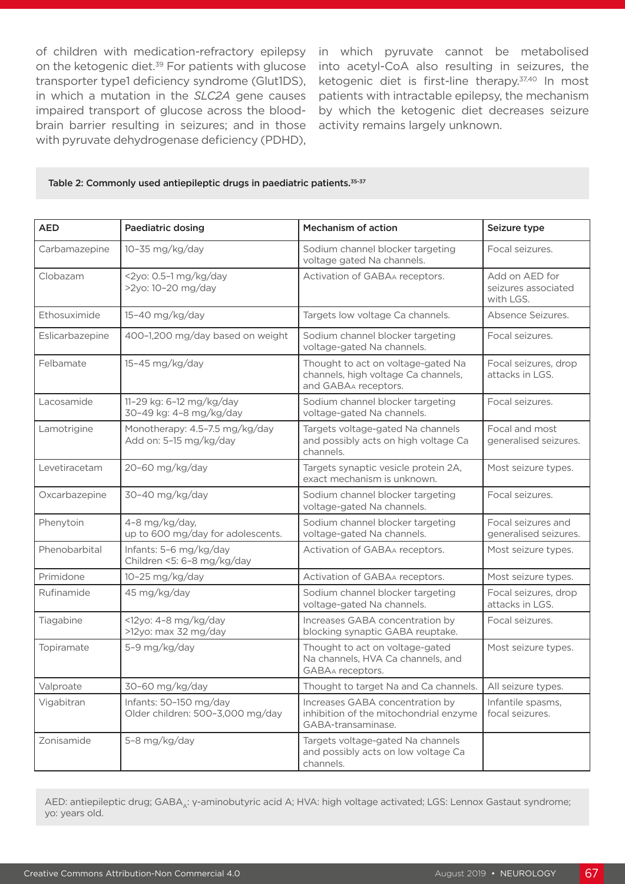of children with medication-refractory epilepsy on the ketogenic diet.[39] For patients with glucose transporter type1 deficiency syndrome (Glut1DS), in which a mutation in the *SLC2A* gene causes impaired transport of glucose across the blood-brain barrier resulting in seizures; and in those with pyruvate dehydrogenase deficiency (PDHD), in which pyruvate cannot be metabolised into acetyl-CoA also resulting in seizures, the ketogenic diet is first-line therapy.[37,40] In most patients with intractable epilepsy, the mechanism by which the ketogenic diet decreases seizure activity remains largely unknown.

**Table 2: Commonly used antiepileptic drugs in paediatric patients.[35-37]**

| AED | Paediatric dosing | Mechanism of action | Seizure type |
|---|---|---|---|
| Carbamazepine | 10–35 mg/kg/day | Sodium channel blocker targeting voltage gated Na channels. | Focal seizures. |
| Clobazam | <2yo: 0.5–1 mg/kg/day<br>>2yo: 10–20 mg/day | Activation of $GABA_A$ receptors. | Add on AED for seizures associated with LGS. |
| Ethosuximide | 15–40 mg/kg/day | Targets low voltage Ca channels. | Absence Seizures. |
| Eslicarbazepine | 400–1,200 mg/day based on weight | Sodium channel blocker targeting voltage-gated Na channels. | Focal seizures. |
| Felbamate | 15–45 mg/kg/day | Thought to act on voltage-gated Na channels, high voltage Ca channels, and $GABA_A$ receptors. | Focal seizures, drop attacks in LGS. |
| Lacosamide | 11–29 kg: 6–12 mg/kg/day<br>30–49 kg: 4–8 mg/kg/day | Sodium channel blocker targeting voltage-gated Na channels. | Focal seizures. |
| Lamotrigine | Monotherapy: 4.5–7.5 mg/kg/day<br>Add on: 5–15 mg/kg/day | Targets voltage-gated Na channels and possibly acts on high voltage Ca channels. | Focal and most generalised seizures. |
| Levetiracetam | 20–60 mg/kg/day | Targets synaptic vesicle protein 2A, exact mechanism is unknown. | Most seizure types. |
| Oxcarbazepine | 30–40 mg/kg/day | Sodium channel blocker targeting voltage-gated Na channels. | Focal seizures. |
| Phenytoin | 4–8 mg/kg/day,<br>up to 600 mg/day for adolescents. | Sodium channel blocker targeting voltage-gated Na channels. | Focal seizures and generalised seizures. |
| Phenobarbital | Infants: 5–6 mg/kg/day<br>Children <5: 6–8 mg/kg/day | Activation of $GABA_A$ receptors. | Most seizure types. |
| Primidone | 10–25 mg/kg/day | Activation of $GABA_A$ receptors. | Most seizure types. |
| Rufinamide | 45 mg/kg/day | Sodium channel blocker targeting voltage-gated Na channels. | Focal seizures, drop attacks in LGS. |
| Tiagabine | <12yo: 4–8 mg/kg/day<br>>12yo: max 32 mg/day | Increases GABA concentration by blocking synaptic GABA reuptake. | Focal seizures. |
| Topiramate | 5–9 mg/kg/day | Thought to act on voltage-gated Na channels, HVA Ca channels, and $GABA_A$ receptors. | Most seizure types. |
| Valproate | 30–60 mg/kg/day | Thought to target Na and Ca channels. | All seizure types. |
| Vigabitran | Infants: 50–150 mg/day<br>Older children: 500–3,000 mg/day | Increases GABA concentration by inhibition of the mitochondrial enzyme GABA-transaminase. | Infantile spasms, focal seizures. |
| Zonisamide | 5–8 mg/kg/day | Targets voltage-gated Na channels and possibly acts on low voltage Ca channels. | |

AED: antiepileptic drug; $GABA_A$: γ-aminobutyric acid A; HVA: high voltage activated; LGS: Lennox Gastaut syndrome; yo: years old.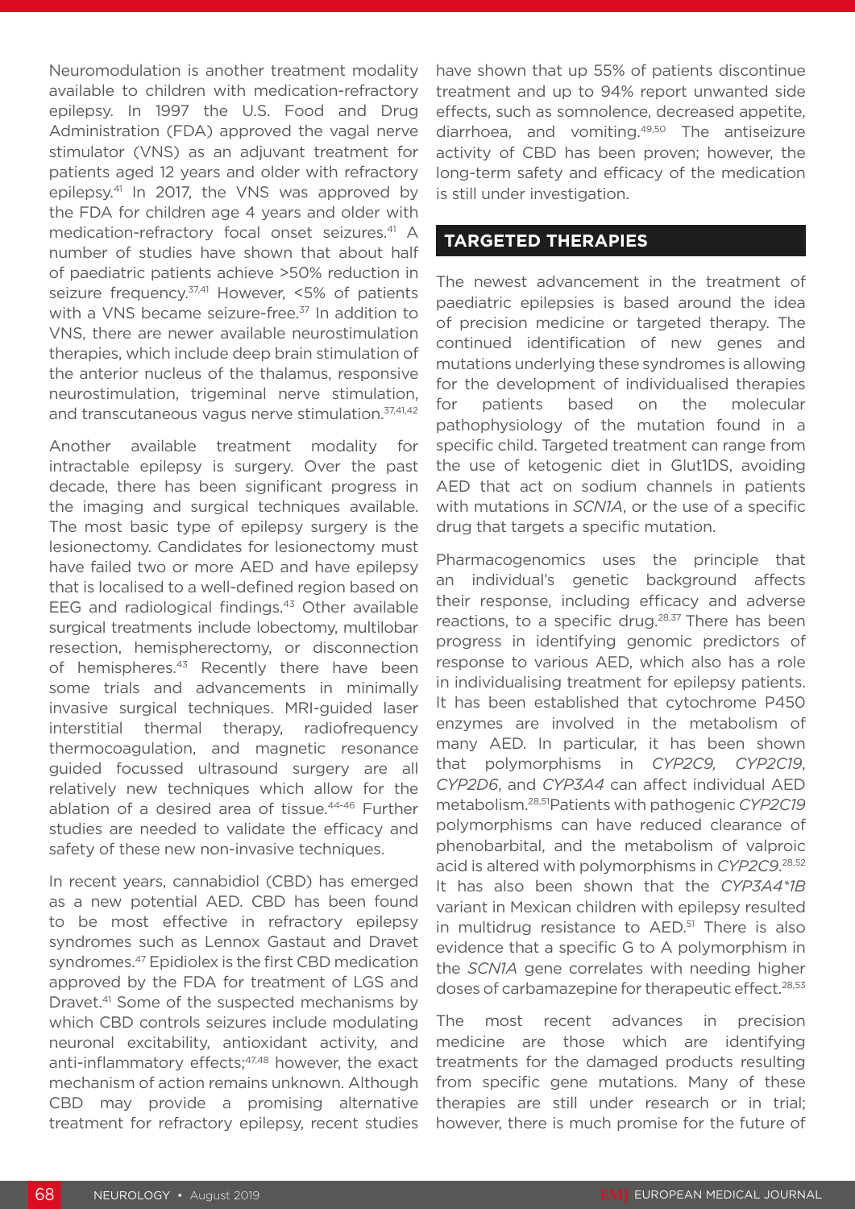Neuromodulation is another treatment modality available to children with medication-refractory epilepsy. In 1997 the U.S. Food and Drug Administration (FDA) approved the vagal nerve stimulator (VNS) as an adjuvant treatment for patients aged 12 years and older with refractory epilepsy.[41] In 2017, the VNS was approved by the FDA for children age 4 years and older with medication-refractory focal onset seizures.[41] A number of studies have shown that about half of paediatric patients achieve >50% reduction in seizure frequency.[37,41] However, <5% of patients with a VNS became seizure-free.[37] In addition to VNS, there are newer available neurostimulation therapies, which include deep brain stimulation of the anterior nucleus of the thalamus, responsive neurostimulation, trigeminal nerve stimulation, and transcutaneous vagus nerve stimulation.[37,41,42]

Another available treatment modality for intractable epilepsy is surgery. Over the past decade, there has been significant progress in the imaging and surgical techniques available. The most basic type of epilepsy surgery is the lesionectomy. Candidates for lesionectomy must have failed two or more AED and have epilepsy that is localised to a well-defined region based on EEG and radiological findings.[43] Other available surgical treatments include lobectomy, multilobar resection, hemispherectomy, or disconnection of hemispheres.[43] Recently there have been some trials and advancements in minimally invasive surgical techniques. MRI-guided laser interstitial thermal therapy, radiofrequency thermocoagulation, and magnetic resonance guided focussed ultrasound surgery are all relatively new techniques which allow for the ablation of a desired area of tissue.[44-46] Further studies are needed to validate the efficacy and safety of these new non-invasive techniques.

In recent years, cannabidiol (CBD) has emerged as a new potential AED. CBD has been found to be most effective in refractory epilepsy syndromes such as Lennox Gastaut and Dravet syndromes.[47] Epidiolex is the first CBD medication approved by the FDA for treatment of LGS and Dravet.[41] Some of the suspected mechanisms by which CBD controls seizures include modulating neuronal excitability, antioxidant activity, and anti-inflammatory effects;[47,48] however, the exact mechanism of action remains unknown. Although CBD may provide a promising alternative treatment for refractory epilepsy, recent studies have shown that up 55% of patients discontinue treatment and up to 94% report unwanted side effects, such as somnolence, decreased appetite, diarrhoea, and vomiting.[49,50] The antiseizure activity of CBD has been proven; however, the long-term safety and efficacy of the medication is still under investigation.

## TARGETED THERAPIES

The newest advancement in the treatment of paediatric epilepsies is based around the idea of precision medicine or targeted therapy. The continued identification of new genes and mutations underlying these syndromes is allowing for the development of individualised therapies for patients based on the molecular pathophysiology of the mutation found in a specific child. Targeted treatment can range from the use of ketogenic diet in Glut1DS, avoiding AED that act on sodium channels in patients with mutations in *SCN1A*, or the use of a specific drug that targets a specific mutation.

Pharmacogenomics uses the principle that an individual's genetic background affects their response, including efficacy and adverse reactions, to a specific drug.[28,37] There has been progress in identifying genomic predictors of response to various AED, which also has a role in individualising treatment for epilepsy patients. It has been established that cytochrome P450 enzymes are involved in the metabolism of many AED. In particular, it has been shown that polymorphisms in *CYP2C9, CYP2C19*, *CYP2D6*, and *CYP3A4* can affect individual AED metabolism.[28,51] Patients with pathogenic *CYP2C19* polymorphisms can have reduced clearance of phenobarbital, and the metabolism of valproic acid is altered with polymorphisms in *CYP2C9*.[28,52] It has also been shown that the *CYP3A4*1B* variant in Mexican children with epilepsy resulted in multidrug resistance to AED.[51] There is also evidence that a specific G to A polymorphism in the *SCN1A* gene correlates with needing higher doses of carbamazepine for therapeutic effect.[28,53]

The most recent advances in precision medicine are those which are identifying treatments for the damaged products resulting from specific gene mutations. Many of these therapies are still under research or in trial; however, there is much promise for the future of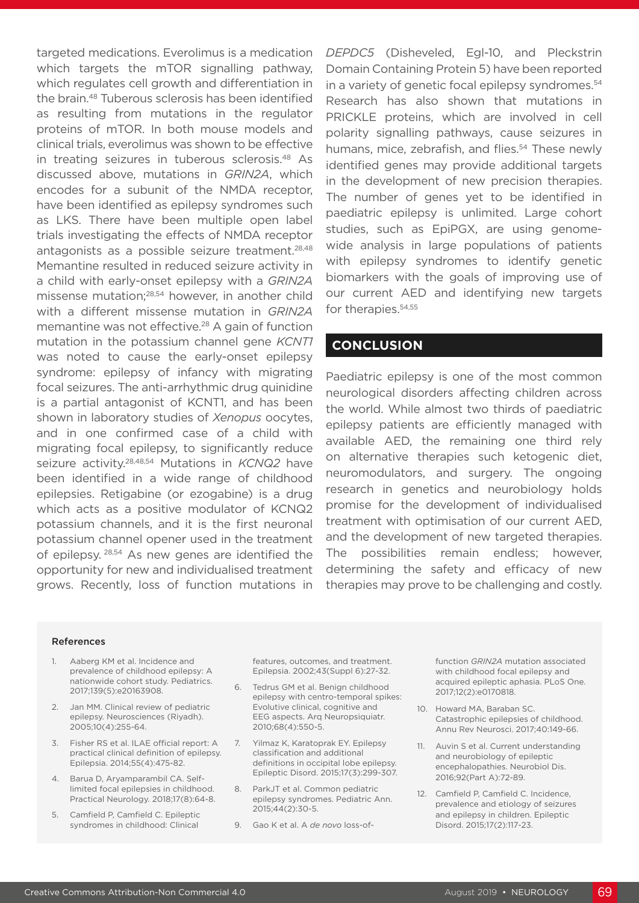targeted medications. Everolimus is a medication which targets the mTOR signalling pathway, which regulates cell growth and differentiation in the brain.[48] Tuberous sclerosis has been identified as resulting from mutations in the regulator proteins of mTOR. In both mouse models and clinical trials, everolimus was shown to be effective in treating seizures in tuberous sclerosis.[48] As discussed above, mutations in *GRIN2A*, which encodes for a subunit of the NMDA receptor, have been identified as epilepsy syndromes such as LKS. There have been multiple open label trials investigating the effects of NMDA receptor antagonists as a possible seizure treatment.[28,48] Memantine resulted in reduced seizure activity in a child with early-onset epilepsy with a *GRIN2A* missense mutation;[28,54] however, in another child with a different missense mutation in *GRIN2A* memantine was not effective.[28] A gain of function mutation in the potassium channel gene *KCNT1* was noted to cause the early-onset epilepsy syndrome: epilepsy of infancy with migrating focal seizures. The anti-arrhythmic drug quinidine is a partial antagonist of KCNT1, and has been shown in laboratory studies of *Xenopus* oocytes, and in one confirmed case of a child with migrating focal epilepsy, to significantly reduce seizure activity.[28,48,54] Mutations in *KCNQ2* have been identified in a wide range of childhood epilepsies. Retigabine (or ezogabine) is a drug which acts as a positive modulator of KCNQ2 potassium channels, and it is the first neuronal potassium channel opener used in the treatment of epilepsy.[28,54] As new genes are identified the opportunity for new and individualised treatment grows. Recently, loss of function mutations in *DEPDC5* (Disheveled, Egl-10, and Pleckstrin Domain Containing Protein 5) have been reported in a variety of genetic focal epilepsy syndromes.[54] Research has also shown that mutations in PRICKLE proteins, which are involved in cell polarity signalling pathways, cause seizures in humans, mice, zebrafish, and flies.[54] These newly identified genes may provide additional targets in the development of new precision therapies. The number of genes yet to be identified in paediatric epilepsy is unlimited. Large cohort studies, such as EpiPGX, are using genome-wide analysis in large populations of patients with epilepsy syndromes to identify genetic biomarkers with the goals of improving use of our current AED and identifying new targets for therapies.[54,55]

## CONCLUSION

Paediatric epilepsy is one of the most common neurological disorders affecting children across the world. While almost two thirds of paediatric epilepsy patients are efficiently managed with available AED, the remaining one third rely on alternative therapies such ketogenic diet, neuromodulators, and surgery. The ongoing research in genetics and neurobiology holds promise for the development of individualised treatment with optimisation of our current AED, and the development of new targeted therapies. The possibilities remain endless; however, determining the safety and efficacy of new therapies may prove to be challenging and costly.

### References

1. Aaberg KM et al. Incidence and prevalence of childhood epilepsy: A nationwide cohort study. Pediatrics. 2017;139(5):e20163908.
2. Jan MM. Clinical review of pediatric epilepsy. Neurosciences (Riyadh). 2005;10(4):255-64.
3. Fisher RS et al. ILAE official report: A practical clinical definition of epilepsy. Epilepsia. 2014;55(4):475-82.
4. Barua D, Aryamparambil CA. Self-limited focal epilepsies in childhood. Practical Neurology. 2018;17(8):64-8.
5. Camfield P, Camfield C. Epileptic syndromes in childhood: Clinical features, outcomes, and treatment. Epilepsia. 2002;43(Suppl 6):27-32.
6. Tedrus GM et al. Benign childhood epilepsy with centro-temporal spikes: Evolutive clinical, cognitive and EEG aspects. Arq Neuropsiquiatr. 2010;68(4):550-5.
7. Yilmaz K, Karatoprak EY. Epilepsy classification and additional definitions in occipital lobe epilepsy. Epileptic Disord. 2015;17(3):299-307.
8. ParkJT et al. Common pediatric epilepsy syndromes. Pediatric Ann. 2015;44(2):30-5.
9. Gao K et al. A *de novo* loss-of-function *GRIN2A* mutation associated with childhood focal epilepsy and acquired epileptic aphasia. PLoS One. 2017;12(2):e0170818.
10. Howard MA, Baraban SC. Catastrophic epilepsies of childhood. Annu Rev Neurosci. 2017;40:149-66.
11. Auvin S et al. Current understanding and neurobiology of epileptic encephalopathies. Neurobiol Dis. 2016;92(Part A):72-89.
12. Camfield P, Camfield C. Incidence, prevalence and etiology of seizures and epilepsy in children. Epileptic Disord. 2015;17(2):117-23.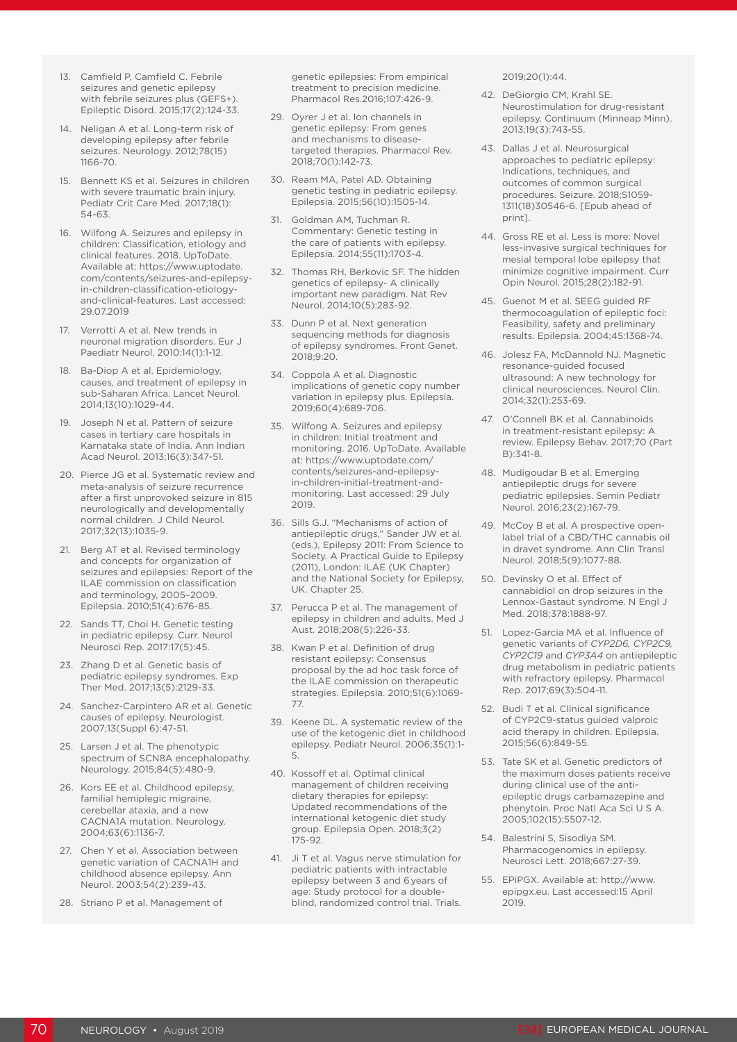13. Camfield P, Camfield C. Febrile seizures and genetic epilepsy with febrile seizures plus (GEFS+). Epileptic Disord. 2015;17(2):124-33.
14. Neligan A et al. Long-term risk of developing epilepsy after febrile seizures. Neurology. 2012;78(15) 1166-70.
15. Bennett KS et al. Seizures in children with severe traumatic brain injury. Pediatr Crit Care Med. 2017;18(1): 54-63.
16. Wilfong A. Seizures and epilepsy in children: Classification, etiology and clinical features. 2018. UpToDate. Available at: https://www.uptodate.com/contents/seizures-and-epilepsy-in-children-classification-etiology-and-clinical-features. Last accessed: 29.07.2019
17. Verrotti A et al. New trends in neuronal migration disorders. Eur J Paediatr Neurol. 2010:14(1):1-12.
18. Ba-Diop A et al. Epidemiology, causes, and treatment of epilepsy in sub-Saharan Africa. Lancet Neurol. 2014;13(10):1029-44.
19. Joseph N et al. Pattern of seizure cases in tertiary care hospitals in Karnataka state of India. Ann Indian Acad Neurol. 2013;16(3):347-51.
20. Pierce JG et al. Systematic review and meta-analysis of seizure recurrence after a first unprovoked seizure in 815 neurologically and developmentally normal children. J Child Neurol. 2017;32(13):1035-9.
21. Berg AT et al. Revised terminology and concepts for organization of seizures and epilepsies: Report of the ILAE commission on classification and terminology, 2005–2009. Epilepsia. 2010;51(4):676-85.
22. Sands TT, Choi H. Genetic testing in pediatric epilepsy. Curr. Neurol Neurosci Rep. 2017:17(5):45.
23. Zhang D et al. Genetic basis of pediatric epilepsy syndromes. Exp Ther Med. 2017;13(5):2129-33.
24. Sanchez-Carpintero AR et al. Genetic causes of epilepsy. Neurologist. 2007;13(Suppl 6):47-51.
25. Larsen J et al. The phenotypic spectrum of SCN8A encephalopathy. Neurology. 2015;84(5):480-9.
26. Kors EE et al. Childhood epilepsy, familial hemiplegic migraine, cerebellar ataxia, and a new CACNA1A mutation. Neurology. 2004;63(6):1136-7.
27. Chen Y et al. Association between genetic variation of CACNA1H and childhood absence epilepsy. Ann Neurol. 2003;54(2):239-43.
28. Striano P et al. Management of genetic epilepsies: From empirical treatment to precision medicine. Pharmacol Res.2016;107:426-9.
29. Oyrer J et al. Ion channels in genetic epilepsy: From genes and mechanisms to disease-targeted therapies. Pharmacol Rev. 2018;70(1):142-73.
30. Ream MA, Patel AD. Obtaining genetic testing in pediatric epilepsy. Epilepsia. 2015;56(10):1505-14.
31. Goldman AM, Tuchman R. Commentary: Genetic testing in the care of patients with epilepsy. Epilepsia. 2014;55(11):1703-4.
32. Thomas RH, Berkovic SF. The hidden genetics of epilepsy- A clinically important new paradigm. Nat Rev Neurol. 2014;10(5):283-92.
33. Dunn P et al. Next generation sequencing methods for diagnosis of epilepsy syndromes. Front Genet. 2018;9:20.
34. Coppola A et al. Diagnostic implications of genetic copy number variation in epilepsy plus. Epilepsia. 2019;60(4):689-706.
35. Wilfong A. Seizures and epilepsy in children: Initial treatment and monitoring. 2016. UpToDate. Available at: https://www.uptodate.com/contents/seizures-and-epilepsy-in-children-initial-treatment-and-monitoring. Last accessed: 29 July 2019.
36. Sills G.J. "Mechanisms of action of antiepileptic drugs," Sander JW et al. (eds.), Epilepsy 2011: From Science to Society. A Practical Guide to Epilepsy (2011), London: ILAE (UK Chapter) and the National Society for Epilepsy, UK. Chapter 25.
37. Perucca P et al. The management of epilepsy in children and adults. Med J Aust. 2018;208(5):226-33.
38. Kwan P et al. Definition of drug resistant epilepsy: Consensus proposal by the ad hoc task force of the ILAE commission on therapeutic strategies. Epilepsia. 2010;51(6):1069-77.
39. Keene DL. A systematic review of the use of the ketogenic diet in childhood epilepsy. Pediatr Neurol. 2006;35(1):1-5.
40. Kossoff et al. Optimal clinical management of children receiving dietary therapies for epilepsy: Updated recommendations of the international ketogenic diet study group. Epilepsia Open. 2018;3(2) 175-92.
41. Ji T et al. Vagus nerve stimulation for pediatric patients with intractable epilepsy between 3 and 6 years of age: Study protocol for a double-blind, randomized control trial. Trials. 2019;20(1):44.
42. DeGiorgio CM, Krahl SE. Neurostimulation for drug-resistant epilepsy. Continuum (Minneap Minn). 2013;19(3):743-55.
43. Dallas J et al. Neurosurgical approaches to pediatric epilepsy: Indications, techniques, and outcomes of common surgical procedures. Seizure. 2018;S1059-1311(18)30546-6. [Epub ahead of print].
44. Gross RE et al. Less is more: Novel less-invasive surgical techniques for mesial temporal lobe epilepsy that minimize cognitive impairment. Curr Opin Neurol. 2015;28(2):182-91.
45. Guenot M et al. SEEG guided RF thermocoagulation of epileptic foci: Feasibility, safety and preliminary results. Epilepsia. 2004;45:1368-74.
46. Jolesz FA, McDannold NJ. Magnetic resonance-guided focused ultrasound: A new technology for clinical neurosciences. Neurol Clin. 2014;32(1):253-69.
47. O'Connell BK et al. Cannabinoids in treatment-resistant epilepsy: A review. Epilepsy Behav. 2017;70 (Part B):341-8.
48. Mudigoudar B et al. Emerging antiepileptic drugs for severe pediatric epilepsies. Semin Pediatr Neurol. 2016;23(2):167-79.
49. McCoy B et al. A prospective open-label trial of a CBD/THC cannabis oil in dravet syndrome. Ann Clin Transl Neurol. 2018;5(9):1077-88.
50. Devinsky O et al. Effect of cannabidiol on drop seizures in the Lennox-Gastaut syndrome. N Engl J Med. 2018;378:1888-97.
51. Lopez-Garcia MA et al. Influence of genetic variants of *CYP2D6, CYP2C9, CYP2C19* and *CYP3A4* on antiepileptic drug metabolism in pediatric patients with refractory epilepsy. Pharmacol Rep. 2017;69(3):504-11.
52. Budi T et al. Clinical significance of CYP2C9-status guided valproic acid therapy in children. Epilepsia. 2015;56(6):849-55.
53. Tate SK et al. Genetic predictors of the maximum doses patients receive during clinical use of the anti-epileptic drugs carbamazepine and phenytoin. Proc Natl Aca Sci U S A. 2005;102(15):5507-12.
54. Balestrini S, Sisodiya SM. Pharmacogenomics in epilepsy. Neurosci Lett. 2018;667:27-39.
55. EPiPGX. Available at: http://www.epipgx.eu. Last accessed:15 April 2019.